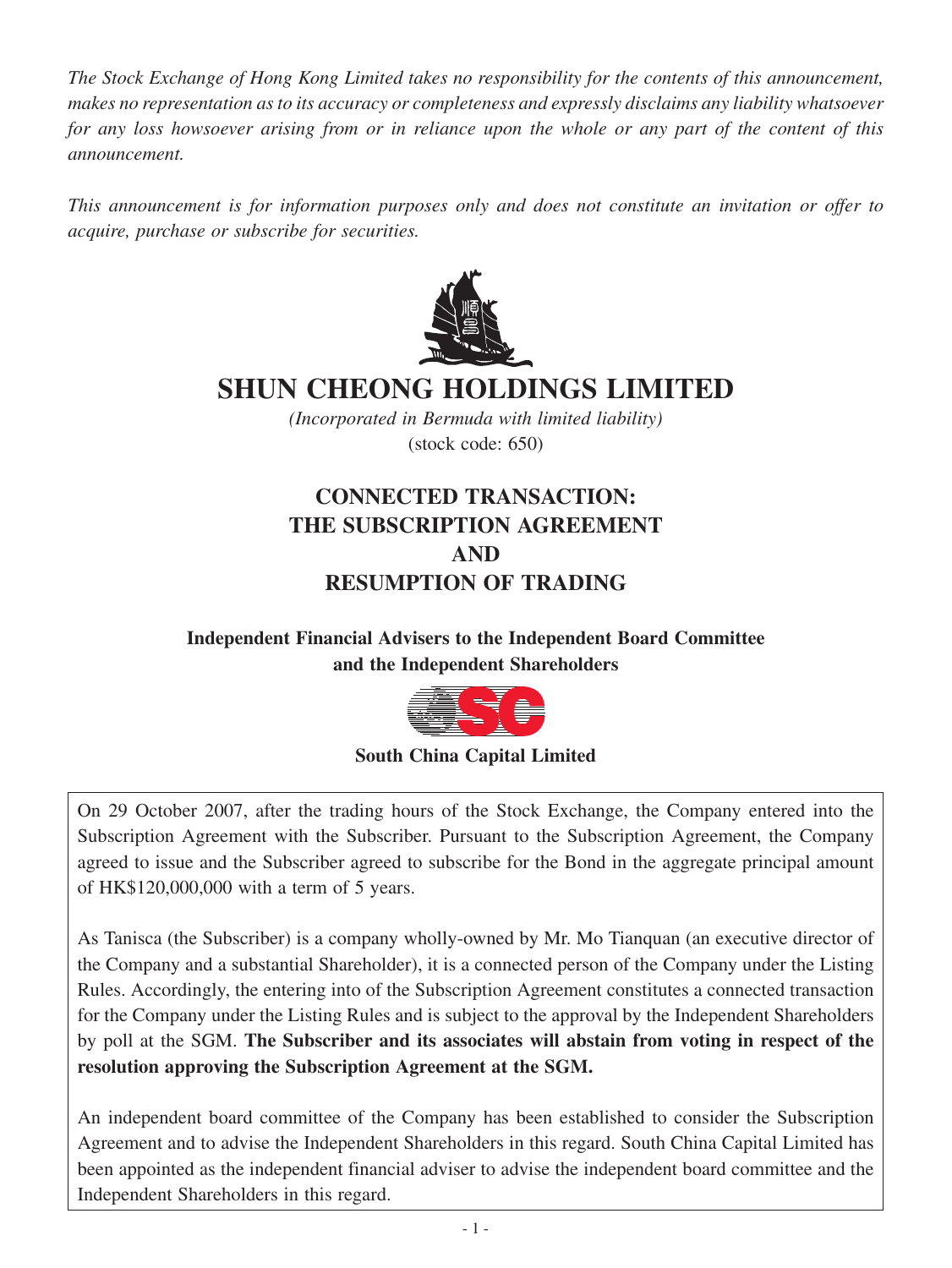*The Stock Exchange of Hong Kong Limited takes no responsibility for the contents of this announcement, makes no representation as to its accuracy or completeness and expressly disclaims any liability whatsoever for any loss howsoever arising from or in reliance upon the whole or any part of the content of this announcement.*

*This announcement is for information purposes only and does not constitute an invitation or offer to acquire, purchase or subscribe for securities.*

# SHUN CHEONG HOLDINGS LIMITED

*(Incorporated in Bermuda with limited liability)*

(stock code: 650)

## CONNECTED TRANSACTION: THE SUBSCRIPTION AGREEMENT AND RESUMPTION OF TRADING

**Independent Financial Advisers to the Independent Board Committee and the Independent Shareholders**

**South China Capital Limited**

On 29 October 2007, after the trading hours of the Stock Exchange, the Company entered into the Subscription Agreement with the Subscriber. Pursuant to the Subscription Agreement, the Company agreed to issue and the Subscriber agreed to subscribe for the Bond in the aggregate principal amount of HK$120,000,000 with a term of 5 years.

As Tanisca (the Subscriber) is a company wholly-owned by Mr. Mo Tianquan (an executive director of the Company and a substantial Shareholder), it is a connected person of the Company under the Listing Rules. Accordingly, the entering into of the Subscription Agreement constitutes a connected transaction for the Company under the Listing Rules and is subject to the approval by the Independent Shareholders by poll at the SGM. **The Subscriber and its associates will abstain from voting in respect of the resolution approving the Subscription Agreement at the SGM.**

An independent board committee of the Company has been established to consider the Subscription Agreement and to advise the Independent Shareholders in this regard. South China Capital Limited has been appointed as the independent financial adviser to advise the independent board committee and the Independent Shareholders in this regard.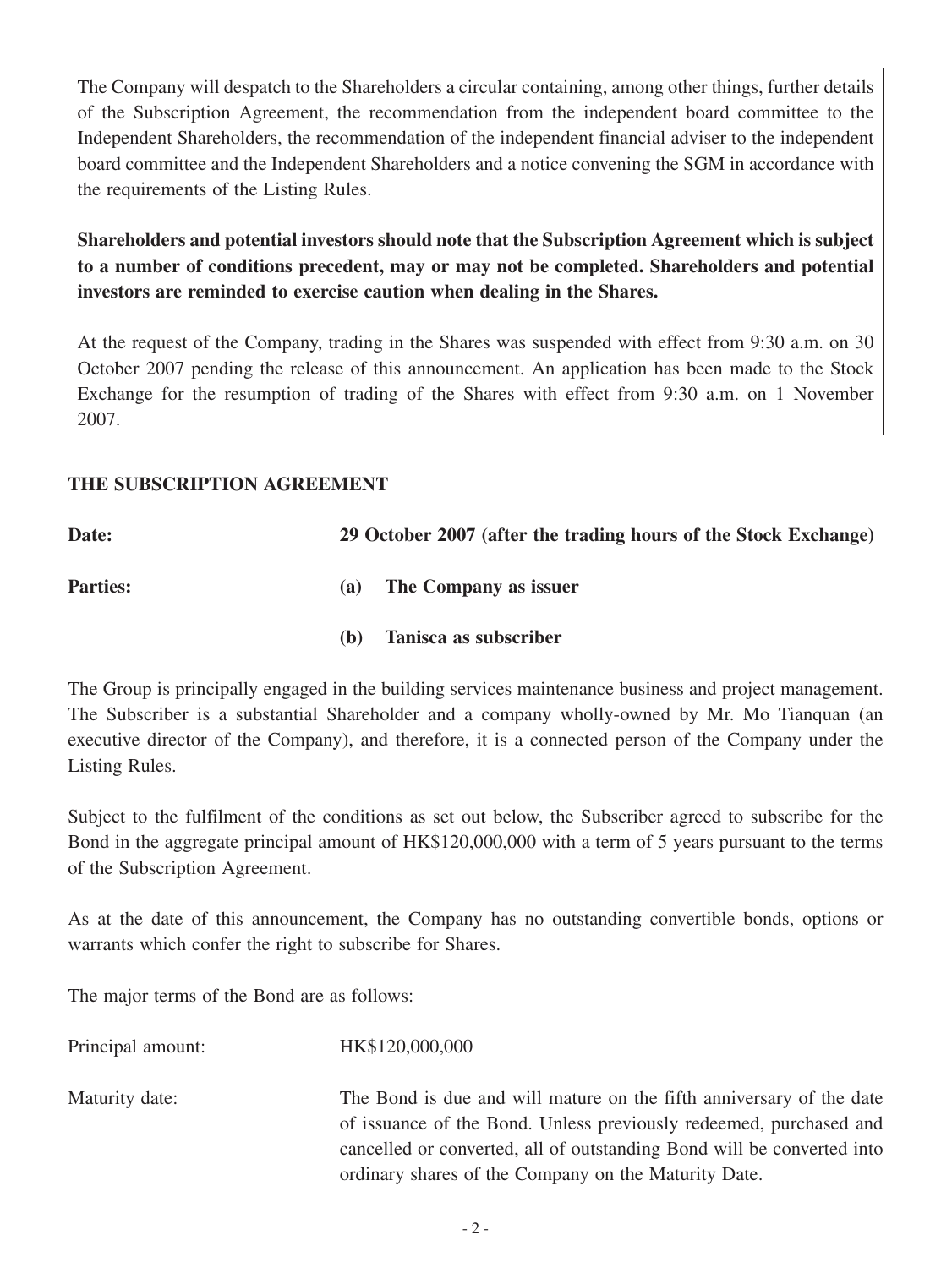The Company will despatch to the Shareholders a circular containing, among other things, further details of the Subscription Agreement, the recommendation from the independent board committee to the Independent Shareholders, the recommendation of the independent financial adviser to the independent board committee and the Independent Shareholders and a notice convening the SGM in accordance with the requirements of the Listing Rules.

**Shareholders and potential investors should note that the Subscription Agreement which is subject to a number of conditions precedent, may or may not be completed. Shareholders and potential investors are reminded to exercise caution when dealing in the Shares.**

At the request of the Company, trading in the Shares was suspended with effect from 9:30 a.m. on 30 October 2007 pending the release of this announcement. An application has been made to the Stock Exchange for the resumption of trading of the Shares with effect from 9:30 a.m. on 1 November 2007.

## THE SUBSCRIPTION AGREEMENT

**Date:** **29 October 2007 (after the trading hours of the Stock Exchange)**

**Parties:**
- **(a) The Company as issuer**
- **(b) Tanisca as subscriber**

The Group is principally engaged in the building services maintenance business and project management. The Subscriber is a substantial Shareholder and a company wholly-owned by Mr. Mo Tianquan (an executive director of the Company), and therefore, it is a connected person of the Company under the Listing Rules.

Subject to the fulfilment of the conditions as set out below, the Subscriber agreed to subscribe for the Bond in the aggregate principal amount of HK$120,000,000 with a term of 5 years pursuant to the terms of the Subscription Agreement.

As at the date of this announcement, the Company has no outstanding convertible bonds, options or warrants which confer the right to subscribe for Shares.

The major terms of the Bond are as follows:

Principal amount: HK$120,000,000

Maturity date: The Bond is due and will mature on the fifth anniversary of the date of issuance of the Bond. Unless previously redeemed, purchased and cancelled or converted, all of outstanding Bond will be converted into ordinary shares of the Company on the Maturity Date.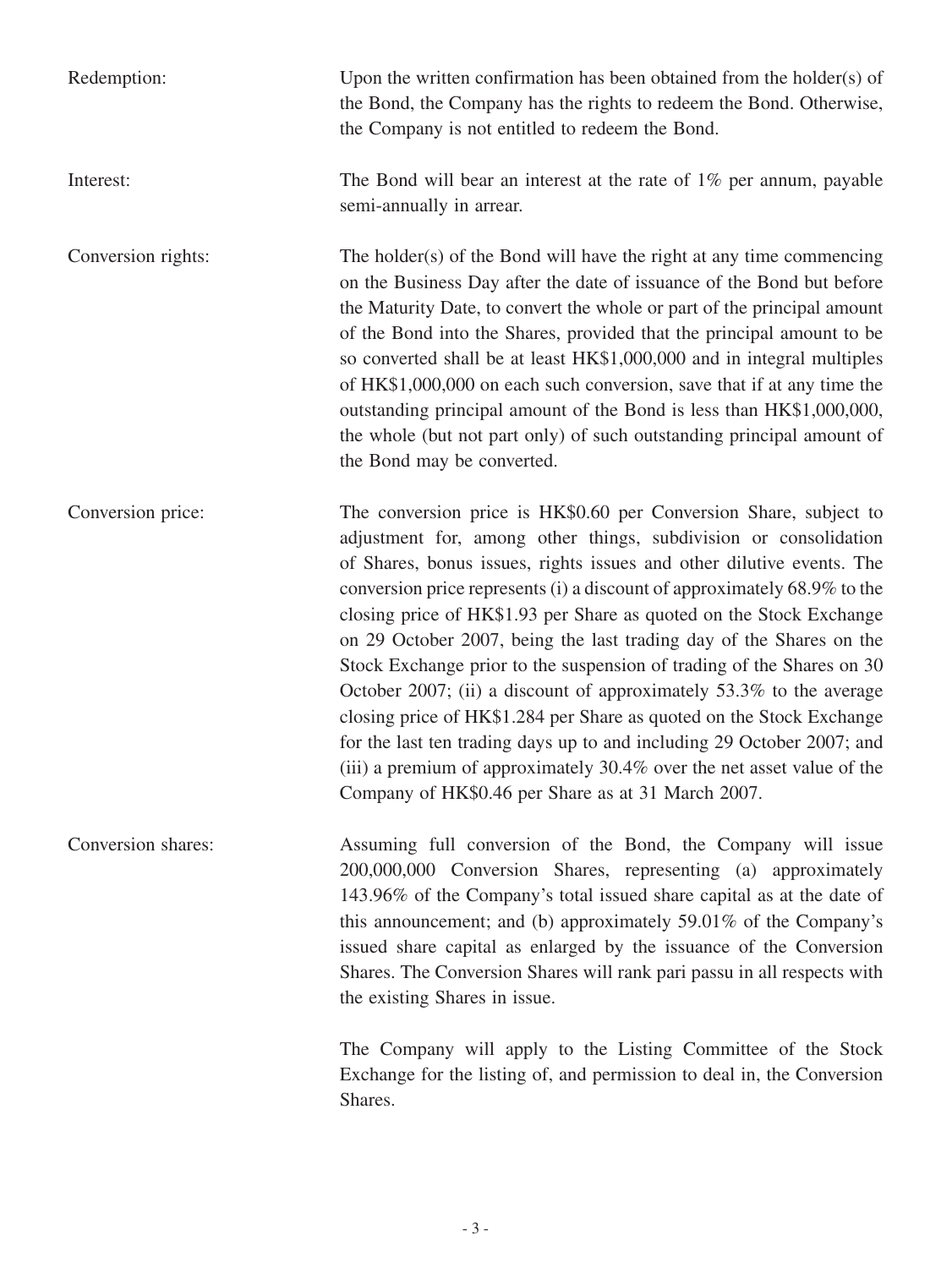| | |
|---|---|
| Redemption: | Upon the written confirmation has been obtained from the holder(s) of the Bond, the Company has the rights to redeem the Bond. Otherwise, the Company is not entitled to redeem the Bond. |
| Interest: | The Bond will bear an interest at the rate of 1% per annum, payable semi-annually in arrear. |
| Conversion rights: | The holder(s) of the Bond will have the right at any time commencing on the Business Day after the date of issuance of the Bond but before the Maturity Date, to convert the whole or part of the principal amount of the Bond into the Shares, provided that the principal amount to be so converted shall be at least HK$1,000,000 and in integral multiples of HK$1,000,000 on each such conversion, save that if at any time the outstanding principal amount of the Bond is less than HK$1,000,000, the whole (but not part only) of such outstanding principal amount of the Bond may be converted. |
| Conversion price: | The conversion price is HK$0.60 per Conversion Share, subject to adjustment for, among other things, subdivision or consolidation of Shares, bonus issues, rights issues and other dilutive events. The conversion price represents (i) a discount of approximately 68.9% to the closing price of HK$1.93 per Share as quoted on the Stock Exchange on 29 October 2007, being the last trading day of the Shares on the Stock Exchange prior to the suspension of trading of the Shares on 30 October 2007; (ii) a discount of approximately 53.3% to the average closing price of HK$1.284 per Share as quoted on the Stock Exchange for the last ten trading days up to and including 29 October 2007; and (iii) a premium of approximately 30.4% over the net asset value of the Company of HK$0.46 per Share as at 31 March 2007. |
| Conversion shares: | Assuming full conversion of the Bond, the Company will issue 200,000,000 Conversion Shares, representing (a) approximately 143.96% of the Company's total issued share capital as at the date of this announcement; and (b) approximately 59.01% of the Company's issued share capital as enlarged by the issuance of the Conversion Shares. The Conversion Shares will rank pari passu in all respects with the existing Shares in issue.<br><br>The Company will apply to the Listing Committee of the Stock Exchange for the listing of, and permission to deal in, the Conversion Shares. |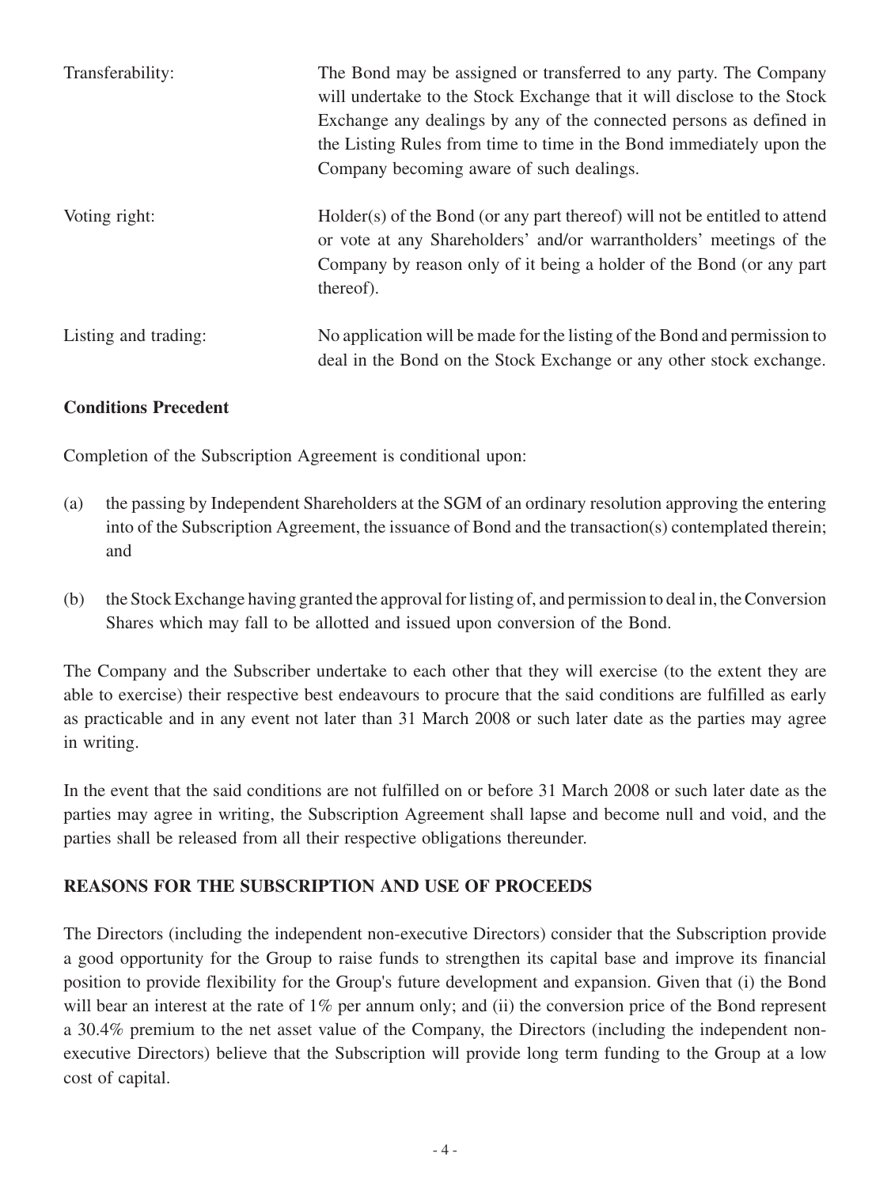| | |
|---|---|
| Transferability: | The Bond may be assigned or transferred to any party. The Company will undertake to the Stock Exchange that it will disclose to the Stock Exchange any dealings by any of the connected persons as defined in the Listing Rules from time to time in the Bond immediately upon the Company becoming aware of such dealings. |
| Voting right: | Holder(s) of the Bond (or any part thereof) will not be entitled to attend or vote at any Shareholders' and/or warrantholders' meetings of the Company by reason only of it being a holder of the Bond (or any part thereof). |
| Listing and trading: | No application will be made for the listing of the Bond and permission to deal in the Bond on the Stock Exchange or any other stock exchange. |

**Conditions Precedent**

Completion of the Subscription Agreement is conditional upon:

(a) the passing by Independent Shareholders at the SGM of an ordinary resolution approving the entering into of the Subscription Agreement, the issuance of Bond and the transaction(s) contemplated therein; and

(b) the Stock Exchange having granted the approval for listing of, and permission to deal in, the Conversion Shares which may fall to be allotted and issued upon conversion of the Bond.

The Company and the Subscriber undertake to each other that they will exercise (to the extent they are able to exercise) their respective best endeavours to procure that the said conditions are fulfilled as early as practicable and in any event not later than 31 March 2008 or such later date as the parties may agree in writing.

In the event that the said conditions are not fulfilled on or before 31 March 2008 or such later date as the parties may agree in writing, the Subscription Agreement shall lapse and become null and void, and the parties shall be released from all their respective obligations thereunder.

**REASONS FOR THE SUBSCRIPTION AND USE OF PROCEEDS**

The Directors (including the independent non-executive Directors) consider that the Subscription provide a good opportunity for the Group to raise funds to strengthen its capital base and improve its financial position to provide flexibility for the Group's future development and expansion. Given that (i) the Bond will bear an interest at the rate of 1% per annum only; and (ii) the conversion price of the Bond represent a 30.4% premium to the net asset value of the Company, the Directors (including the independent non-executive Directors) believe that the Subscription will provide long term funding to the Group at a low cost of capital.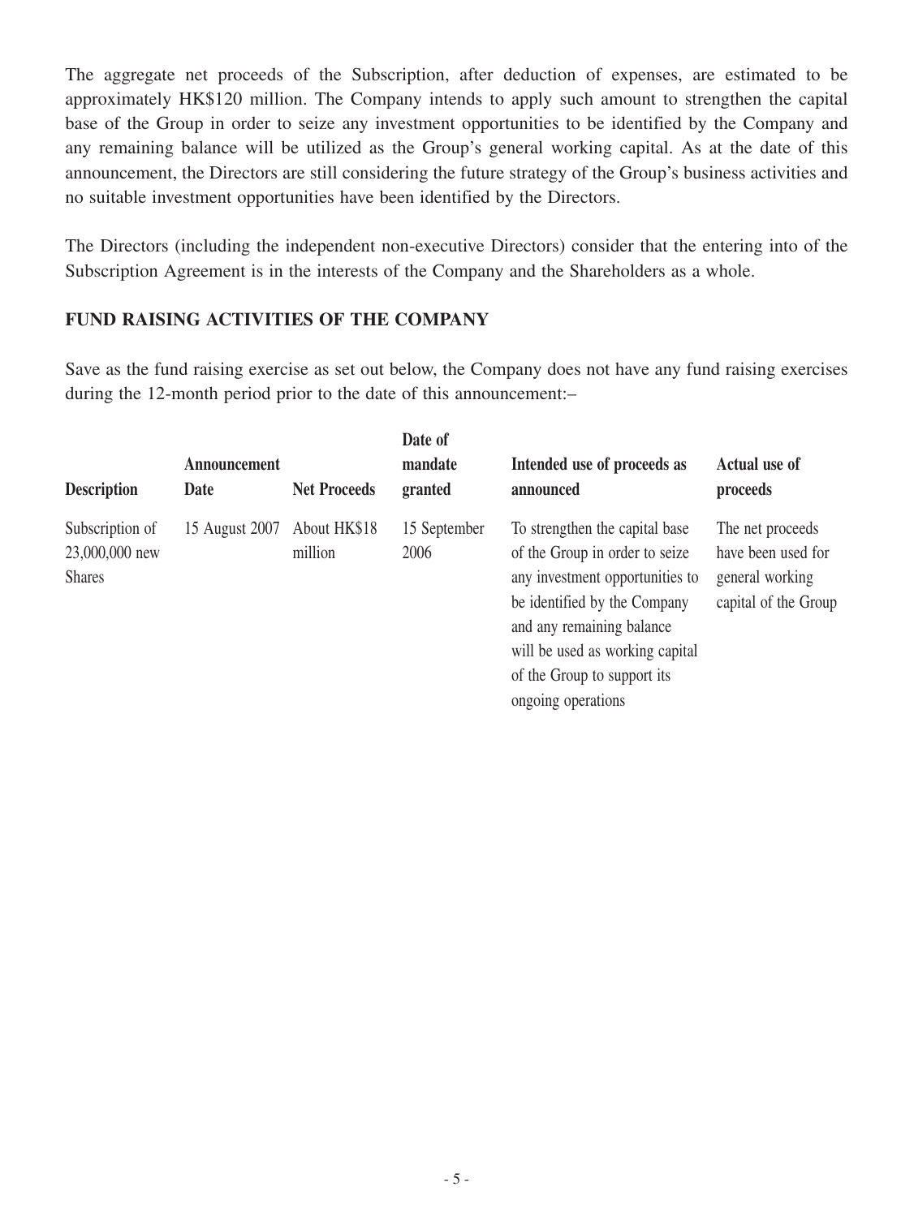The aggregate net proceeds of the Subscription, after deduction of expenses, are estimated to be approximately HK$120 million. The Company intends to apply such amount to strengthen the capital base of the Group in order to seize any investment opportunities to be identified by the Company and any remaining balance will be utilized as the Group's general working capital. As at the date of this announcement, the Directors are still considering the future strategy of the Group's business activities and no suitable investment opportunities have been identified by the Directors.

The Directors (including the independent non-executive Directors) consider that the entering into of the Subscription Agreement is in the interests of the Company and the Shareholders as a whole.

## FUND RAISING ACTIVITIES OF THE COMPANY

Save as the fund raising exercise as set out below, the Company does not have any fund raising exercises during the 12-month period prior to the date of this announcement:–

| Description | Announcement Date | Net Proceeds | Date of mandate granted | Intended use of proceeds as announced | Actual use of proceeds |
|---|---|---|---|---|---|
| Subscription of 23,000,000 new Shares | 15 August 2007 | About HK$18 million | 15 September 2006 | To strengthen the capital base of the Group in order to seize any investment opportunities to be identified by the Company and any remaining balance will be used as working capital of the Group to support its ongoing operations | The net proceeds have been used for general working capital of the Group |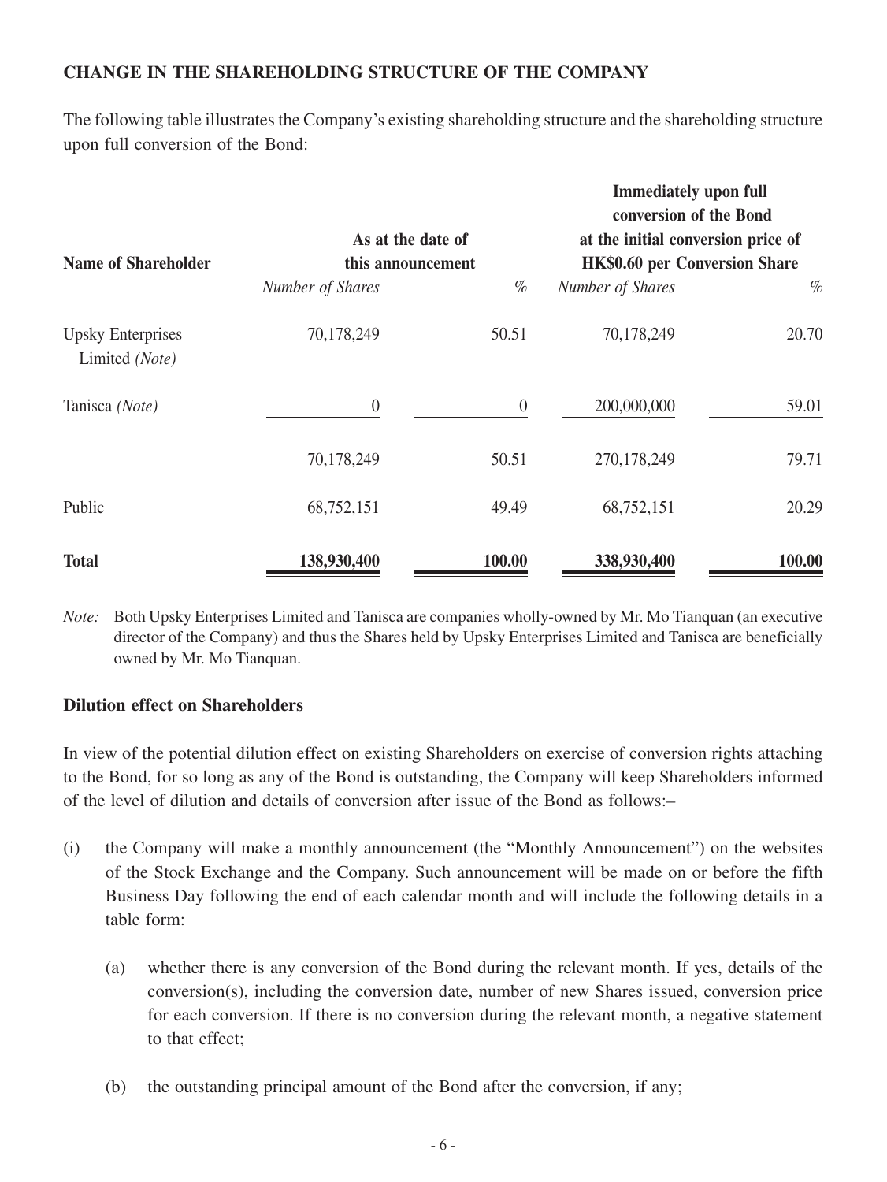**CHANGE IN THE SHAREHOLDING STRUCTURE OF THE COMPANY**

The following table illustrates the Company's existing shareholding structure and the shareholding structure upon full conversion of the Bond:

| Name of Shareholder | As at the date of this announcement | | Immediately upon full conversion of the Bond at the initial conversion price of HK$0.60 per Conversion Share | |
|---|---|---|---|---|
| | *Number of Shares* | *%* | *Number of Shares* | *%* |
| Upsky Enterprises Limited *(Note)* | 70,178,249 | 50.51 | 70,178,249 | 20.70 |
| Tanisca *(Note)* | 0 | 0 | 200,000,000 | 59.01 |
| | 70,178,249 | 50.51 | 270,178,249 | 79.71 |
| Public | 68,752,151 | 49.49 | 68,752,151 | 20.29 |
| **Total** | **138,930,400** | **100.00** | **338,930,400** | **100.00** |

*Note:* Both Upsky Enterprises Limited and Tanisca are companies wholly-owned by Mr. Mo Tianquan (an executive director of the Company) and thus the Shares held by Upsky Enterprises Limited and Tanisca are beneficially owned by Mr. Mo Tianquan.

**Dilution effect on Shareholders**

In view of the potential dilution effect on existing Shareholders on exercise of conversion rights attaching to the Bond, for so long as any of the Bond is outstanding, the Company will keep Shareholders informed of the level of dilution and details of conversion after issue of the Bond as follows:–

(i) the Company will make a monthly announcement (the "Monthly Announcement") on the websites of the Stock Exchange and the Company. Such announcement will be made on or before the fifth Business Day following the end of each calendar month and will include the following details in a table form:

  (a) whether there is any conversion of the Bond during the relevant month. If yes, details of the conversion(s), including the conversion date, number of new Shares issued, conversion price for each conversion. If there is no conversion during the relevant month, a negative statement to that effect;

  (b) the outstanding principal amount of the Bond after the conversion, if any;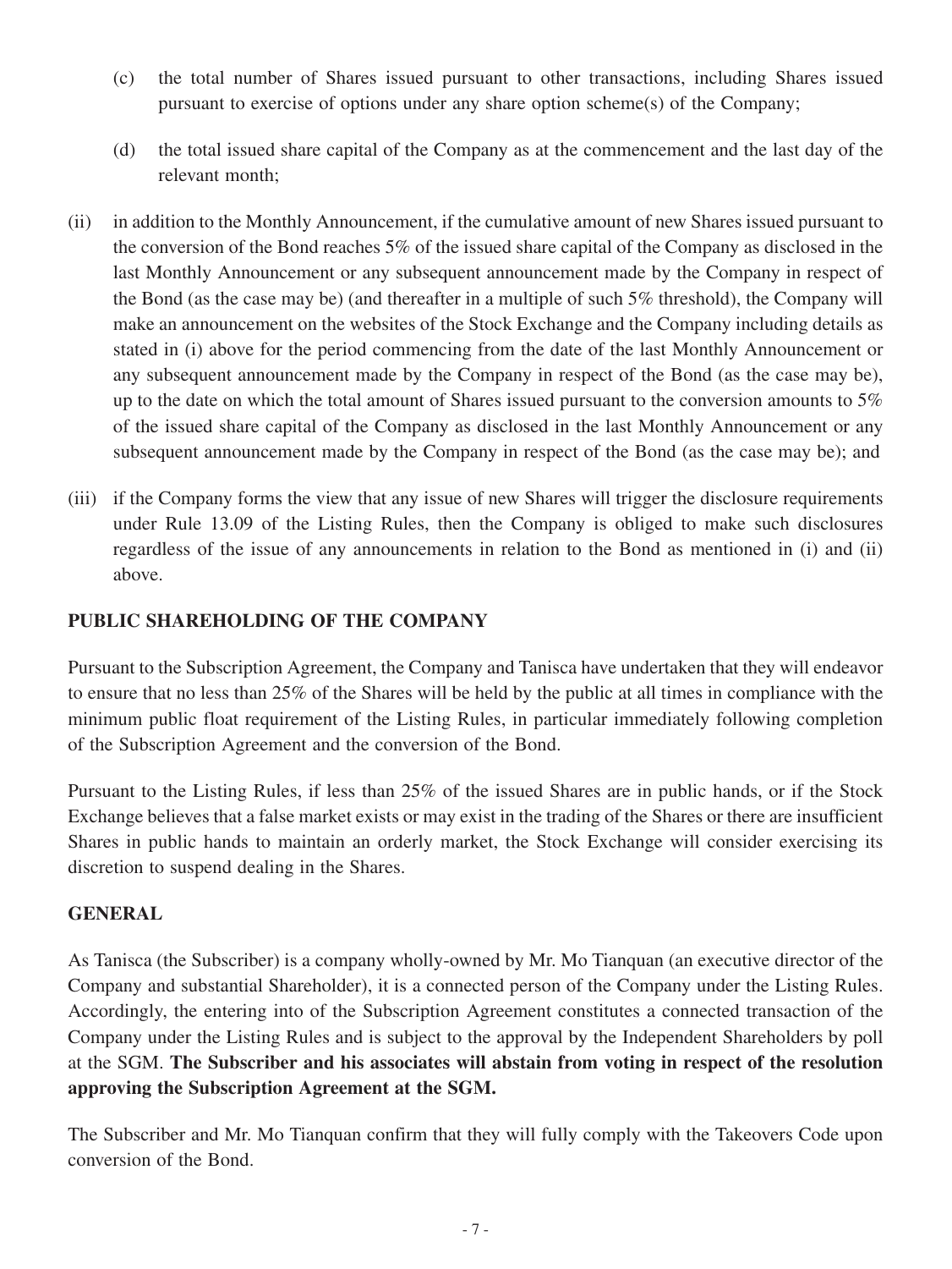(c) the total number of Shares issued pursuant to other transactions, including Shares issued pursuant to exercise of options under any share option scheme(s) of the Company;

(d) the total issued share capital of the Company as at the commencement and the last day of the relevant month;

(ii) in addition to the Monthly Announcement, if the cumulative amount of new Shares issued pursuant to the conversion of the Bond reaches 5% of the issued share capital of the Company as disclosed in the last Monthly Announcement or any subsequent announcement made by the Company in respect of the Bond (as the case may be) (and thereafter in a multiple of such 5% threshold), the Company will make an announcement on the websites of the Stock Exchange and the Company including details as stated in (i) above for the period commencing from the date of the last Monthly Announcement or any subsequent announcement made by the Company in respect of the Bond (as the case may be), up to the date on which the total amount of Shares issued pursuant to the conversion amounts to 5% of the issued share capital of the Company as disclosed in the last Monthly Announcement or any subsequent announcement made by the Company in respect of the Bond (as the case may be); and

(iii) if the Company forms the view that any issue of new Shares will trigger the disclosure requirements under Rule 13.09 of the Listing Rules, then the Company is obliged to make such disclosures regardless of the issue of any announcements in relation to the Bond as mentioned in (i) and (ii) above.

## PUBLIC SHAREHOLDING OF THE COMPANY

Pursuant to the Subscription Agreement, the Company and Tanisca have undertaken that they will endeavor to ensure that no less than 25% of the Shares will be held by the public at all times in compliance with the minimum public float requirement of the Listing Rules, in particular immediately following completion of the Subscription Agreement and the conversion of the Bond.

Pursuant to the Listing Rules, if less than 25% of the issued Shares are in public hands, or if the Stock Exchange believes that a false market exists or may exist in the trading of the Shares or there are insufficient Shares in public hands to maintain an orderly market, the Stock Exchange will consider exercising its discretion to suspend dealing in the Shares.

## GENERAL

As Tanisca (the Subscriber) is a company wholly-owned by Mr. Mo Tianquan (an executive director of the Company and substantial Shareholder), it is a connected person of the Company under the Listing Rules. Accordingly, the entering into of the Subscription Agreement constitutes a connected transaction of the Company under the Listing Rules and is subject to the approval by the Independent Shareholders by poll at the SGM. **The Subscriber and his associates will abstain from voting in respect of the resolution approving the Subscription Agreement at the SGM.**

The Subscriber and Mr. Mo Tianquan confirm that they will fully comply with the Takeovers Code upon conversion of the Bond.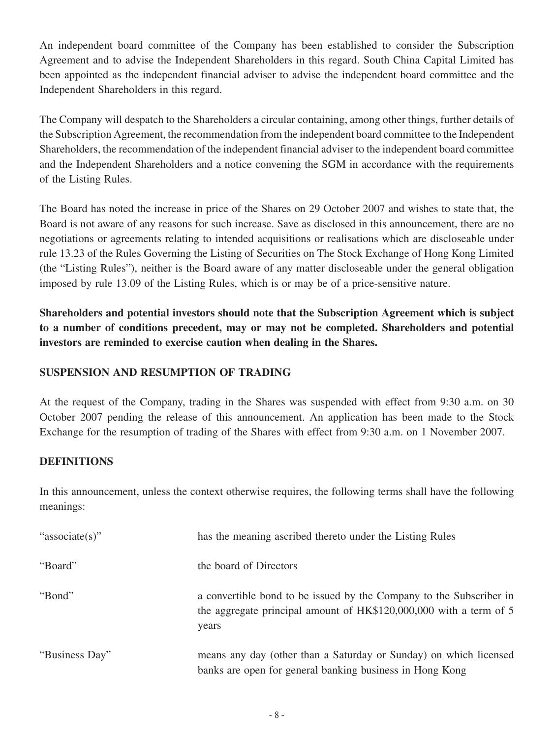An independent board committee of the Company has been established to consider the Subscription Agreement and to advise the Independent Shareholders in this regard. South China Capital Limited has been appointed as the independent financial adviser to advise the independent board committee and the Independent Shareholders in this regard.

The Company will despatch to the Shareholders a circular containing, among other things, further details of the Subscription Agreement, the recommendation from the independent board committee to the Independent Shareholders, the recommendation of the independent financial adviser to the independent board committee and the Independent Shareholders and a notice convening the SGM in accordance with the requirements of the Listing Rules.

The Board has noted the increase in price of the Shares on 29 October 2007 and wishes to state that, the Board is not aware of any reasons for such increase. Save as disclosed in this announcement, there are no negotiations or agreements relating to intended acquisitions or realisations which are discloseable under rule 13.23 of the Rules Governing the Listing of Securities on The Stock Exchange of Hong Kong Limited (the "Listing Rules"), neither is the Board aware of any matter discloseable under the general obligation imposed by rule 13.09 of the Listing Rules, which is or may be of a price-sensitive nature.

**Shareholders and potential investors should note that the Subscription Agreement which is subject to a number of conditions precedent, may or may not be completed. Shareholders and potential investors are reminded to exercise caution when dealing in the Shares.**

## SUSPENSION AND RESUMPTION OF TRADING

At the request of the Company, trading in the Shares was suspended with effect from 9:30 a.m. on 30 October 2007 pending the release of this announcement. An application has been made to the Stock Exchange for the resumption of trading of the Shares with effect from 9:30 a.m. on 1 November 2007.

## DEFINITIONS

In this announcement, unless the context otherwise requires, the following terms shall have the following meanings:

| | |
|---|---|
| "associate(s)" | has the meaning ascribed thereto under the Listing Rules |
| "Board" | the board of Directors |
| "Bond" | a convertible bond to be issued by the Company to the Subscriber in the aggregate principal amount of HK$120,000,000 with a term of 5 years |
| "Business Day" | means any day (other than a Saturday or Sunday) on which licensed banks are open for general banking business in Hong Kong |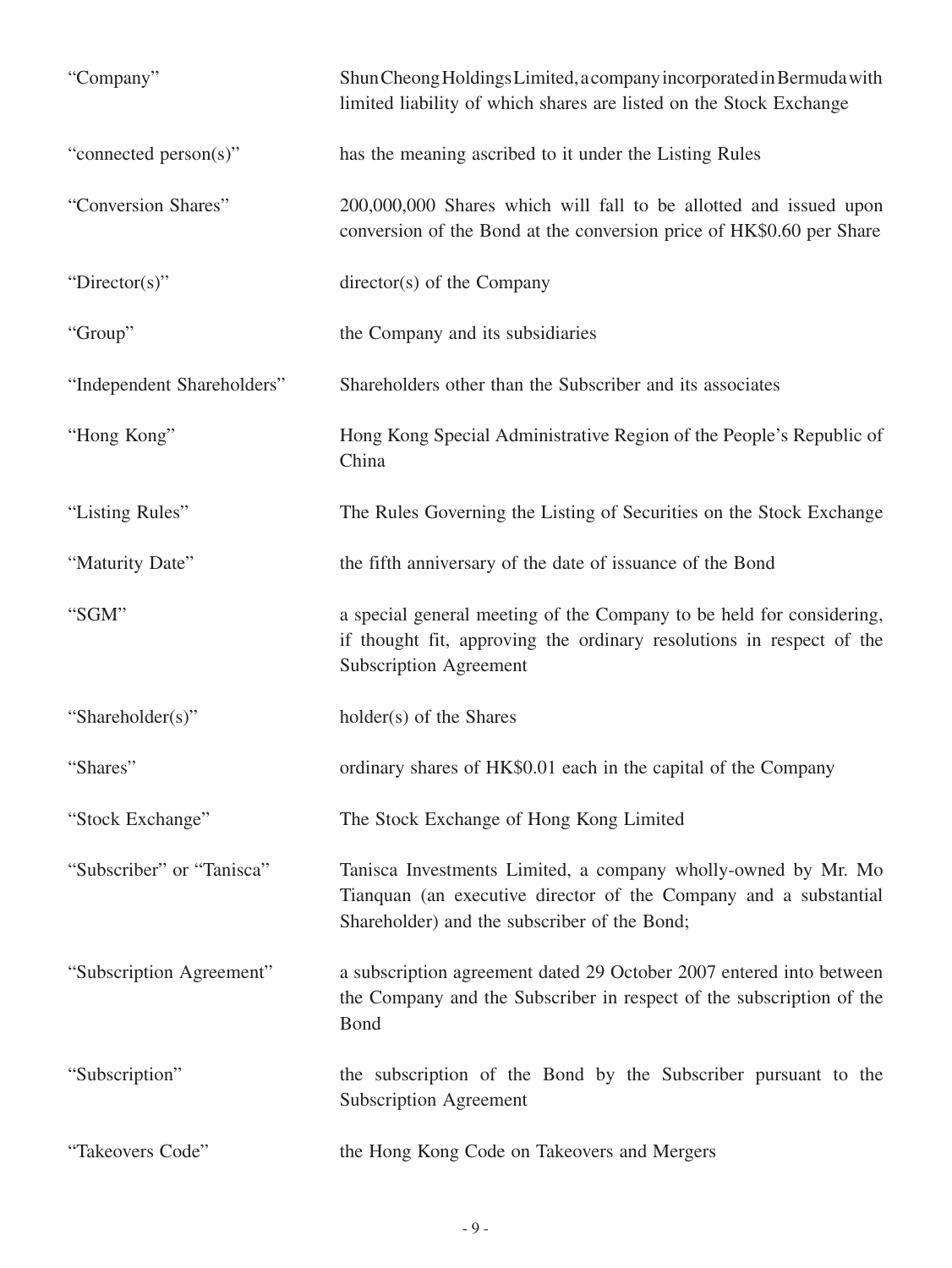| | |
|---|---|
| "Company" | Shun Cheong Holdings Limited, a company incorporated in Bermuda with limited liability of which shares are listed on the Stock Exchange |
| "connected person(s)" | has the meaning ascribed to it under the Listing Rules |
| "Conversion Shares" | 200,000,000 Shares which will fall to be allotted and issued upon conversion of the Bond at the conversion price of HK$0.60 per Share |
| "Director(s)" | director(s) of the Company |
| "Group" | the Company and its subsidiaries |
| "Independent Shareholders" | Shareholders other than the Subscriber and its associates |
| "Hong Kong" | Hong Kong Special Administrative Region of the People's Republic of China |
| "Listing Rules" | The Rules Governing the Listing of Securities on the Stock Exchange |
| "Maturity Date" | the fifth anniversary of the date of issuance of the Bond |
| "SGM" | a special general meeting of the Company to be held for considering, if thought fit, approving the ordinary resolutions in respect of the Subscription Agreement |
| "Shareholder(s)" | holder(s) of the Shares |
| "Shares" | ordinary shares of HK$0.01 each in the capital of the Company |
| "Stock Exchange" | The Stock Exchange of Hong Kong Limited |
| "Subscriber" or "Tanisca" | Tanisca Investments Limited, a company wholly-owned by Mr. Mo Tianquan (an executive director of the Company and a substantial Shareholder) and the subscriber of the Bond; |
| "Subscription Agreement" | a subscription agreement dated 29 October 2007 entered into between the Company and the Subscriber in respect of the subscription of the Bond |
| "Subscription" | the subscription of the Bond by the Subscriber pursuant to the Subscription Agreement |
| "Takeovers Code" | the Hong Kong Code on Takeovers and Mergers |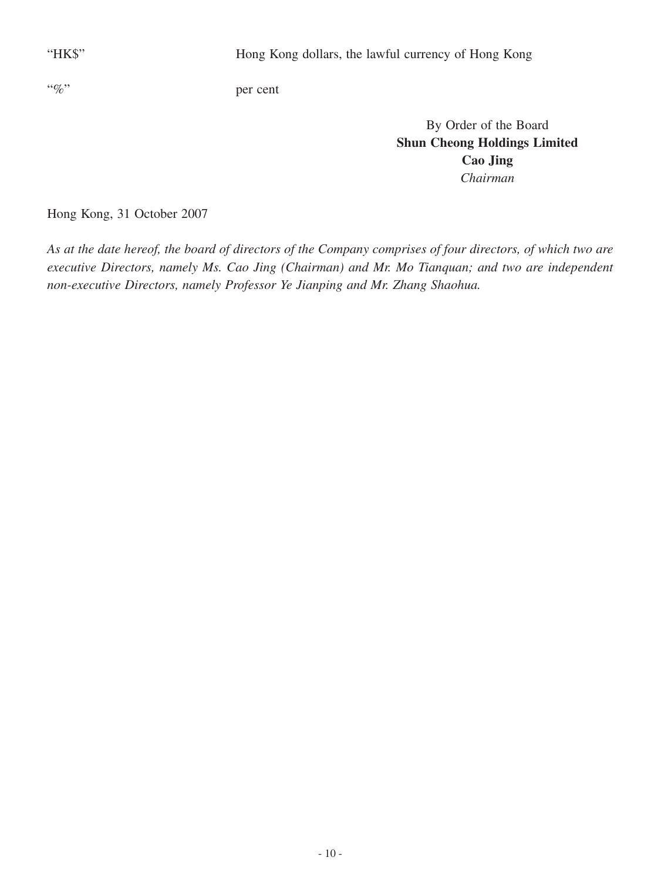| | |
|---|---|
| "HK$" | Hong Kong dollars, the lawful currency of Hong Kong |
| "%" | per cent |

By Order of the Board
**Shun Cheong Holdings Limited**
**Cao Jing**
*Chairman*

Hong Kong, 31 October 2007

*As at the date hereof, the board of directors of the Company comprises of four directors, of which two are executive Directors, namely Ms. Cao Jing (Chairman) and Mr. Mo Tianquan; and two are independent non-executive Directors, namely Professor Ye Jianping and Mr. Zhang Shaohua.*